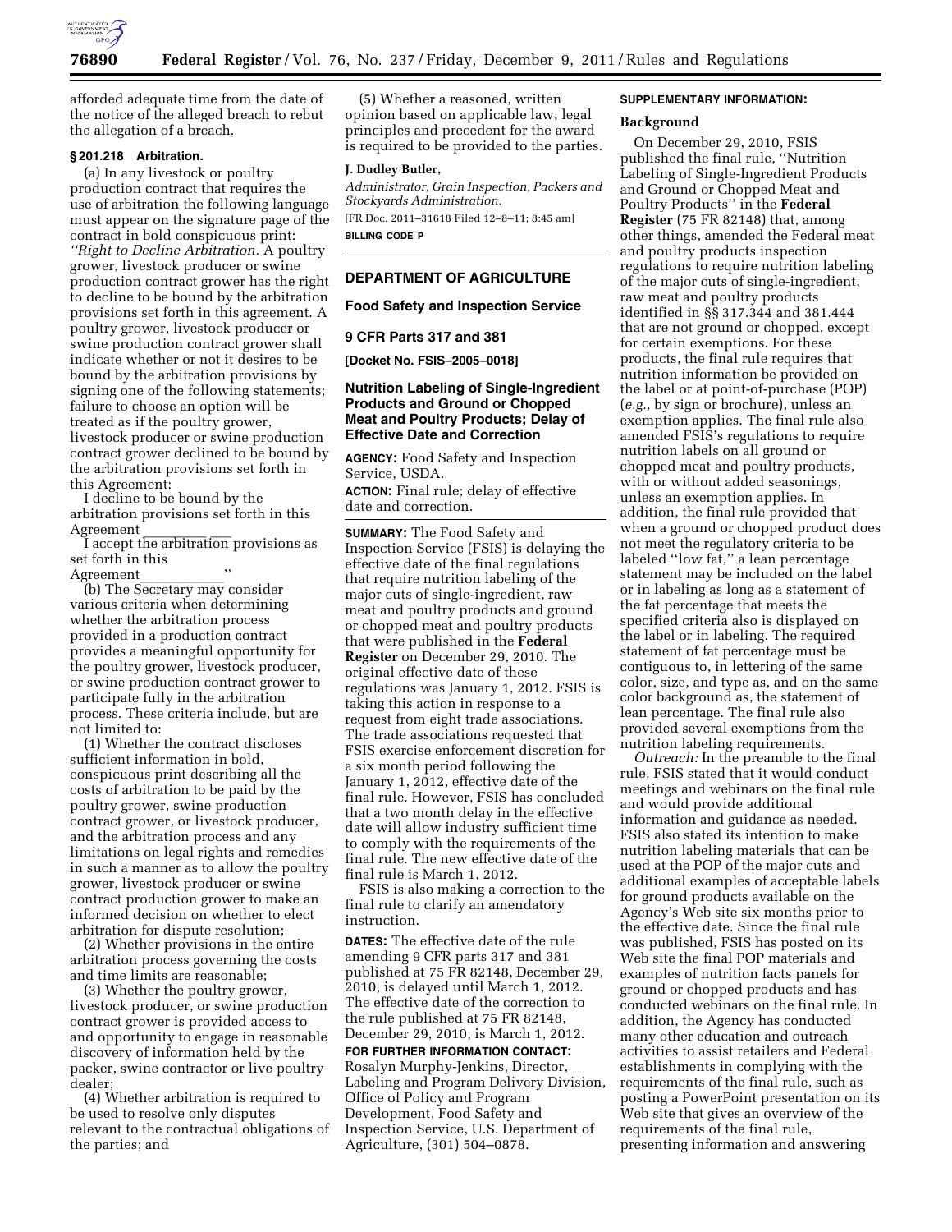afforded adequate time from the date of the notice of the alleged breach to rebut the allegation of a breach.

### § 201.218 Arbitration.

(a) In any livestock or poultry production contract that requires the use of arbitration the following language must appear on the signature page of the contract in bold conspicuous print: *"Right to Decline Arbitration.* A poultry grower, livestock producer or swine production contract grower has the right to decline to be bound by the arbitration provisions set forth in this agreement. A poultry grower, livestock producer or swine production contract grower shall indicate whether or not it desires to be bound by the arbitration provisions by signing one of the following statements; failure to choose an option will be treated as if the poultry grower, livestock producer or swine production contract grower declined to be bound by the arbitration provisions set forth in this Agreement:

I decline to be bound by the arbitration provisions set forth in this Agreement\_\_\_\_\_\_\_\_\_\_\_

I accept the arbitration provisions as set forth in this Agreement\_\_\_\_\_\_\_\_\_\_\_"

(b) The Secretary may consider various criteria when determining whether the arbitration process provided in a production contract provides a meaningful opportunity for the poultry grower, livestock producer, or swine production contract grower to participate fully in the arbitration process. These criteria include, but are not limited to:

(1) Whether the contract discloses sufficient information in bold, conspicuous print describing all the costs of arbitration to be paid by the poultry grower, swine production contract grower, or livestock producer, and the arbitration process and any limitations on legal rights and remedies in such a manner as to allow the poultry grower, livestock producer or swine contract production grower to make an informed decision on whether to elect arbitration for dispute resolution;

(2) Whether provisions in the entire arbitration process governing the costs and time limits are reasonable;

(3) Whether the poultry grower, livestock producer, or swine production contract grower is provided access to and opportunity to engage in reasonable discovery of information held by the packer, swine contractor or live poultry dealer;

(4) Whether arbitration is required to be used to resolve only disputes relevant to the contractual obligations of the parties; and

(5) Whether a reasoned, written opinion based on applicable law, legal principles and precedent for the award is required to be provided to the parties.

**J. Dudley Butler,**

*Administrator, Grain Inspection, Packers and Stockyards Administration.*

[FR Doc. 2011–31618 Filed 12–8–11; 8:45 am]

**BILLING CODE P**

## DEPARTMENT OF AGRICULTURE

## Food Safety and Inspection Service

## 9 CFR Parts 317 and 381

**[Docket No. FSIS–2005–0018]**

## Nutrition Labeling of Single-Ingredient Products and Ground or Chopped Meat and Poultry Products; Delay of Effective Date and Correction

**AGENCY:** Food Safety and Inspection Service, USDA.

**ACTION:** Final rule; delay of effective date and correction.

**SUMMARY:** The Food Safety and Inspection Service (FSIS) is delaying the effective date of the final regulations that require nutrition labeling of the major cuts of single-ingredient, raw meat and poultry products and ground or chopped meat and poultry products that were published in the **Federal Register** on December 29, 2010. The original effective date of these regulations was January 1, 2012. FSIS is taking this action in response to a request from eight trade associations. The trade associations requested that FSIS exercise enforcement discretion for a six month period following the January 1, 2012, effective date of the final rule. However, FSIS has concluded that a two month delay in the effective date will allow industry sufficient time to comply with the requirements of the final rule. The new effective date of the final rule is March 1, 2012.

FSIS is also making a correction to the final rule to clarify an amendatory instruction.

**DATES:** The effective date of the rule amending 9 CFR parts 317 and 381 published at 75 FR 82148, December 29, 2010, is delayed until March 1, 2012. The effective date of the correction to the rule published at 75 FR 82148, December 29, 2010, is March 1, 2012.

**FOR FURTHER INFORMATION CONTACT:** Rosalyn Murphy-Jenkins, Director, Labeling and Program Delivery Division, Office of Policy and Program Development, Food Safety and Inspection Service, U.S. Department of Agriculture, (301) 504–0878.

**SUPPLEMENTARY INFORMATION:**

### Background

On December 29, 2010, FSIS published the final rule, "Nutrition Labeling of Single-Ingredient Products and Ground or Chopped Meat and Poultry Products" in the **Federal Register** (75 FR 82148) that, among other things, amended the Federal meat and poultry products inspection regulations to require nutrition labeling of the major cuts of single-ingredient, raw meat and poultry products identified in §§ 317.344 and 381.444 that are not ground or chopped, except for certain exemptions. For these products, the final rule requires that nutrition information be provided on the label or at point-of-purchase (POP) (*e.g.,* by sign or brochure), unless an exemption applies. The final rule also amended FSIS's regulations to require nutrition labels on all ground or chopped meat and poultry products, with or without added seasonings, unless an exemption applies. In addition, the final rule provided that when a ground or chopped product does not meet the regulatory criteria to be labeled "low fat," a lean percentage statement may be included on the label or in labeling as long as a statement of the fat percentage that meets the specified criteria also is displayed on the label or in labeling. The required statement of fat percentage must be contiguous to, in lettering of the same color, size, and type as, and on the same color background as, the statement of lean percentage. The final rule also provided several exemptions from the nutrition labeling requirements.

*Outreach:* In the preamble to the final rule, FSIS stated that it would conduct meetings and webinars on the final rule and would provide additional information and guidance as needed. FSIS also stated its intention to make nutrition labeling materials that can be used at the POP of the major cuts and additional examples of acceptable labels for ground products available on the Agency's Web site six months prior to the effective date. Since the final rule was published, FSIS has posted on its Web site the final POP materials and examples of nutrition facts panels for ground or chopped products and has conducted webinars on the final rule. In addition, the Agency has conducted many other education and outreach activities to assist retailers and Federal establishments in complying with the requirements of the final rule, such as posting a PowerPoint presentation on its Web site that gives an overview of the requirements of the final rule, presenting information and answering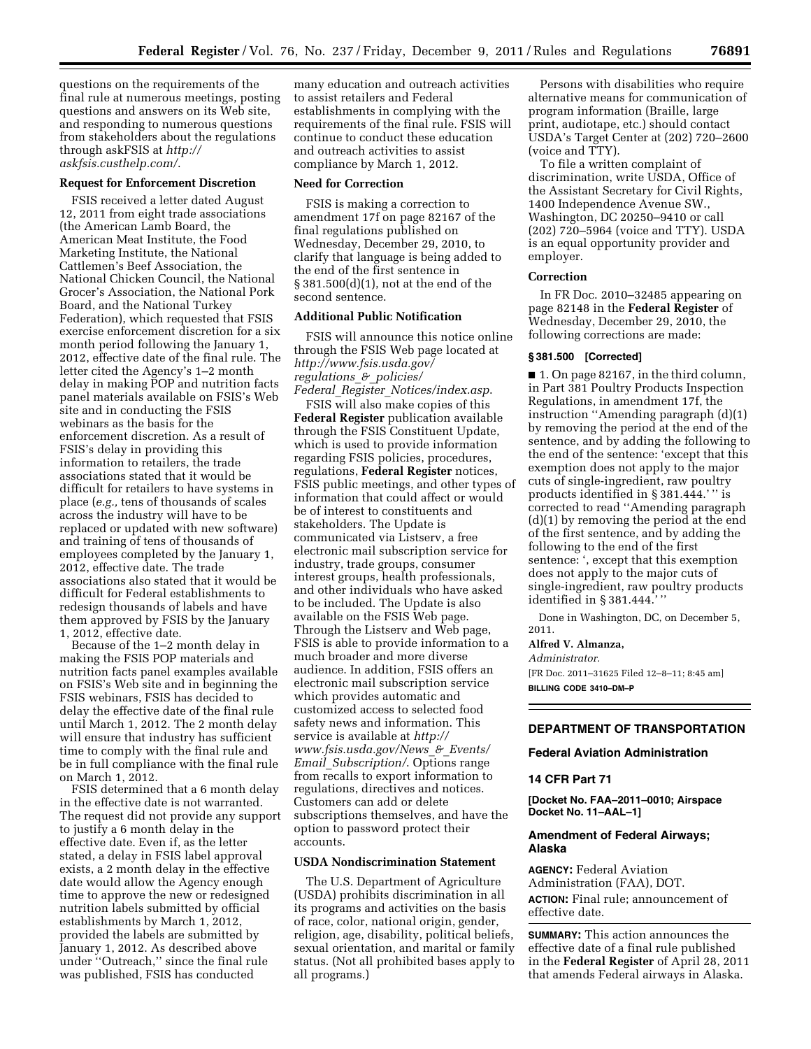questions on the requirements of the final rule at numerous meetings, posting questions and answers on its Web site, and responding to numerous questions from stakeholders about the regulations through askFSIS at *http://askfsis.custhelp.com/*.

### Request for Enforcement Discretion

FSIS received a letter dated August 12, 2011 from eight trade associations (the American Lamb Board, the American Meat Institute, the Food Marketing Institute, the National Cattlemen's Beef Association, the National Chicken Council, the National Grocer's Association, the National Pork Board, and the National Turkey Federation), which requested that FSIS exercise enforcement discretion for a six month period following the January 1, 2012, effective date of the final rule. The letter cited the Agency's 1–2 month delay in making POP and nutrition facts panel materials available on FSIS's Web site and in conducting the FSIS webinars as the basis for the enforcement discretion. As a result of FSIS's delay in providing this information to retailers, the trade associations stated that it would be difficult for retailers to have systems in place (*e.g.,* tens of thousands of scales across the industry will have to be replaced or updated with new software) and training of tens of thousands of employees completed by the January 1, 2012, effective date. The trade associations also stated that it would be difficult for Federal establishments to redesign thousands of labels and have them approved by FSIS by the January 1, 2012, effective date.

Because of the 1–2 month delay in making the FSIS POP materials and nutrition facts panel examples available on FSIS's Web site and in beginning the FSIS webinars, FSIS has decided to delay the effective date of the final rule until March 1, 2012. The 2 month delay will ensure that industry has sufficient time to comply with the final rule and be in full compliance with the final rule on March 1, 2012.

FSIS determined that a 6 month delay in the effective date is not warranted. The request did not provide any support to justify a 6 month delay in the effective date. Even if, as the letter stated, a delay in FSIS label approval exists, a 2 month delay in the effective date would allow the Agency enough time to approve the new or redesigned nutrition labels submitted by official establishments by March 1, 2012, provided the labels are submitted by January 1, 2012. As described above under "Outreach," since the final rule was published, FSIS has conducted many education and outreach activities to assist retailers and Federal establishments in complying with the requirements of the final rule. FSIS will continue to conduct these education and outreach activities to assist compliance by March 1, 2012.

### Need for Correction

FSIS is making a correction to amendment 17f on page 82167 of the final regulations published on Wednesday, December 29, 2010, to clarify that language is being added to the end of the first sentence in § 381.500(d)(1), not at the end of the second sentence.

### Additional Public Notification

FSIS will announce this notice online through the FSIS Web page located at *http://www.fsis.usda.gov/regulations_&_policies/Federal_Register_Notices/index.asp*.

FSIS will also make copies of this **Federal Register** publication available through the FSIS Constituent Update, which is used to provide information regarding FSIS policies, procedures, regulations, **Federal Register** notices, FSIS public meetings, and other types of information that could affect or would be of interest to constituents and stakeholders. The Update is communicated via Listserv, a free electronic mail subscription service for industry, trade groups, consumer interest groups, health professionals, and other individuals who have asked to be included. The Update is also available on the FSIS Web page. Through the Listserv and Web page, FSIS is able to provide information to a much broader and more diverse audience. In addition, FSIS offers an electronic mail subscription service which provides automatic and customized access to selected food safety news and information. This service is available at *http://www.fsis.usda.gov/News_&_Events/Email_Subscription/*. Options range from recalls to export information to regulations, directives and notices. Customers can add or delete subscriptions themselves, and have the option to password protect their accounts.

### USDA Nondiscrimination Statement

The U.S. Department of Agriculture (USDA) prohibits discrimination in all its programs and activities on the basis of race, color, national origin, gender, religion, age, disability, political beliefs, sexual orientation, and marital or family status. (Not all prohibited bases apply to all programs.)

Persons with disabilities who require alternative means for communication of program information (Braille, large print, audiotape, etc.) should contact USDA's Target Center at (202) 720–2600 (voice and TTY).

To file a written complaint of discrimination, write USDA, Office of the Assistant Secretary for Civil Rights, 1400 Independence Avenue SW., Washington, DC 20250–9410 or call (202) 720–5964 (voice and TTY). USDA is an equal opportunity provider and employer.

### Correction

In FR Doc. 2010–32485 appearing on page 82148 in the **Federal Register** of Wednesday, December 29, 2010, the following corrections are made:

#### § 381.500 [Corrected]

■ 1. On page 82167, in the third column, in Part 381 Poultry Products Inspection Regulations, in amendment 17f, the instruction "Amending paragraph (d)(1) by removing the period at the end of the sentence, and by adding the following to the end of the sentence: 'except that this exemption does not apply to the major cuts of single-ingredient, raw poultry products identified in § 381.444.' " is corrected to read "Amending paragraph (d)(1) by removing the period at the end of the first sentence, and by adding the following to the end of the first sentence: ', except that this exemption does not apply to the major cuts of single-ingredient, raw poultry products identified in § 381.444.' "

Done in Washington, DC, on December 5, 2011.

**Alfred V. Almanza,**

*Administrator.*

[FR Doc. 2011–31625 Filed 12–8–11; 8:45 am]

**BILLING CODE 3410–DM–P**

---

## DEPARTMENT OF TRANSPORTATION

### Federal Aviation Administration

### 14 CFR Part 71

**[Docket No. FAA–2011–0010; Airspace Docket No. 11–AAL–1]**

### Amendment of Federal Airways; Alaska

**AGENCY:** Federal Aviation Administration (FAA), DOT.

**ACTION:** Final rule; announcement of effective date.

**SUMMARY:** This action announces the effective date of a final rule published in the **Federal Register** of April 28, 2011 that amends Federal airways in Alaska.